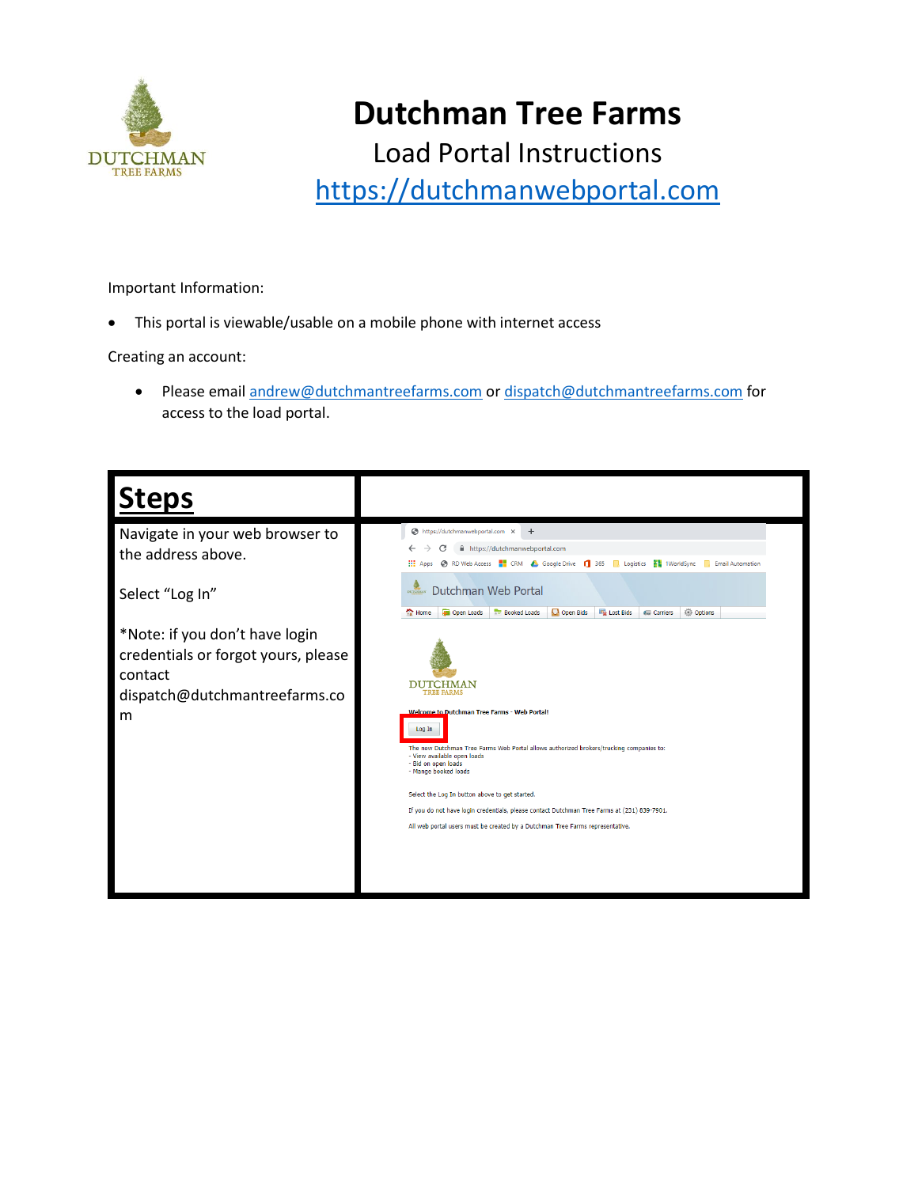# Dutchman Tree Farms

## Load Portal Instructions

https://dutchmanwebportal.com

Important Information:

- This portal is viewable/usable on a mobile phone with internet access

Creating an account:

- Please email andrew@dutchmantreefarms.com or dispatch@dutchmantreefarms.com for access to the load portal.

| **Steps** | |
|---|---|
| Navigate in your web browser to the address above.<br><br>Select "Log In"<br><br>*Note: if you don't have login credentials or forgot yours, please contact dispatch@dutchmantreefarms.com | |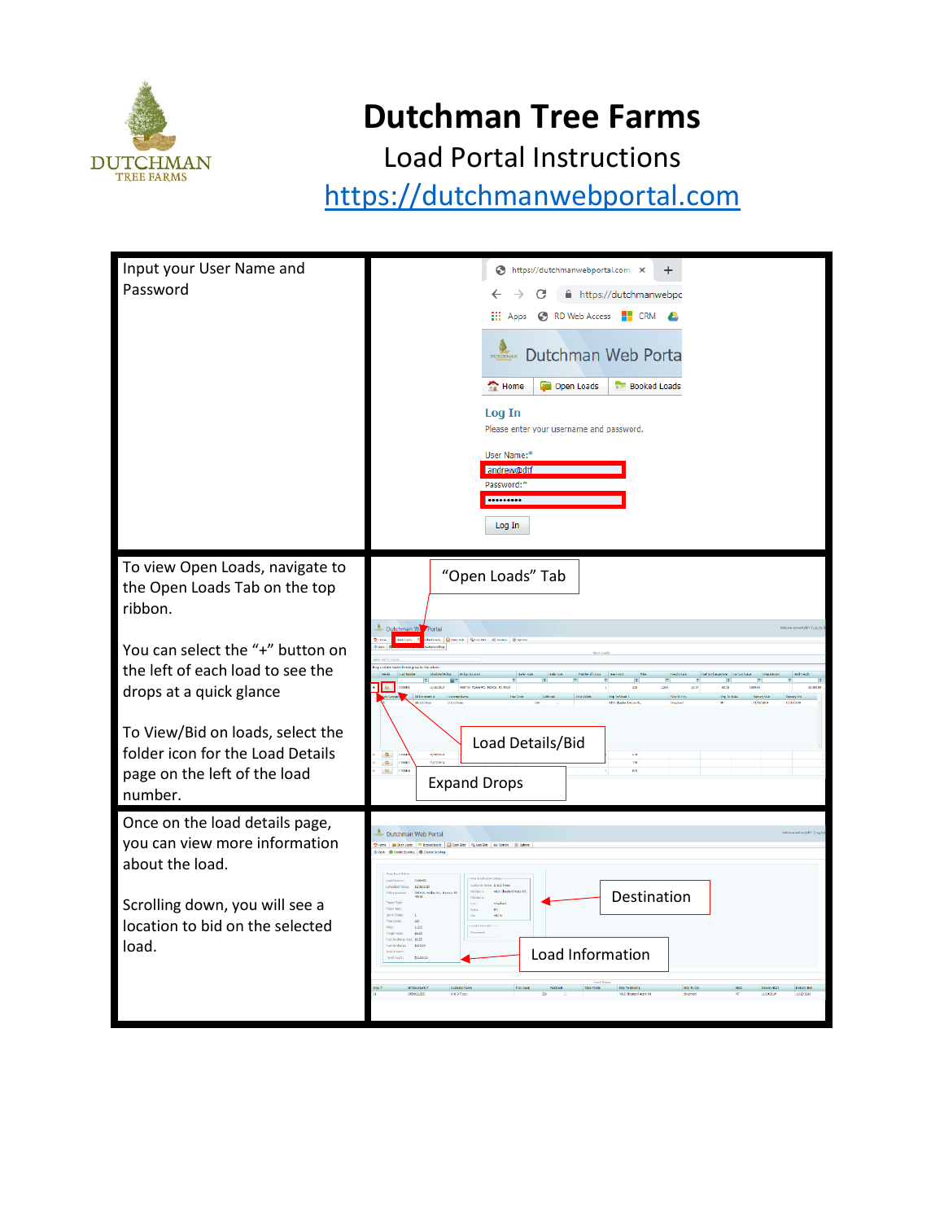# Dutchman Tree Farms

## Load Portal Instructions

https://dutchmanwebportal.com

| | |
|---|---|
| Input your User Name and Password | User Name:* andrew@dtf<br>Password:* ••••••••• <br>Log In |
| To view Open Loads, navigate to the Open Loads Tab on the top ribbon.<br><br>You can select the "+" button on the left of each load to see the drops at a quick glance<br><br>To View/Bid on loads, select the folder icon for the Load Details page on the left of the load number. | "Open Loads" Tab<br>Load Details/Bid<br>Expand Drops |
| Once on the load details page, you can view more information about the load.<br><br>Scrolling down, you will see a location to bid on the selected load. | Destination<br>Load Information |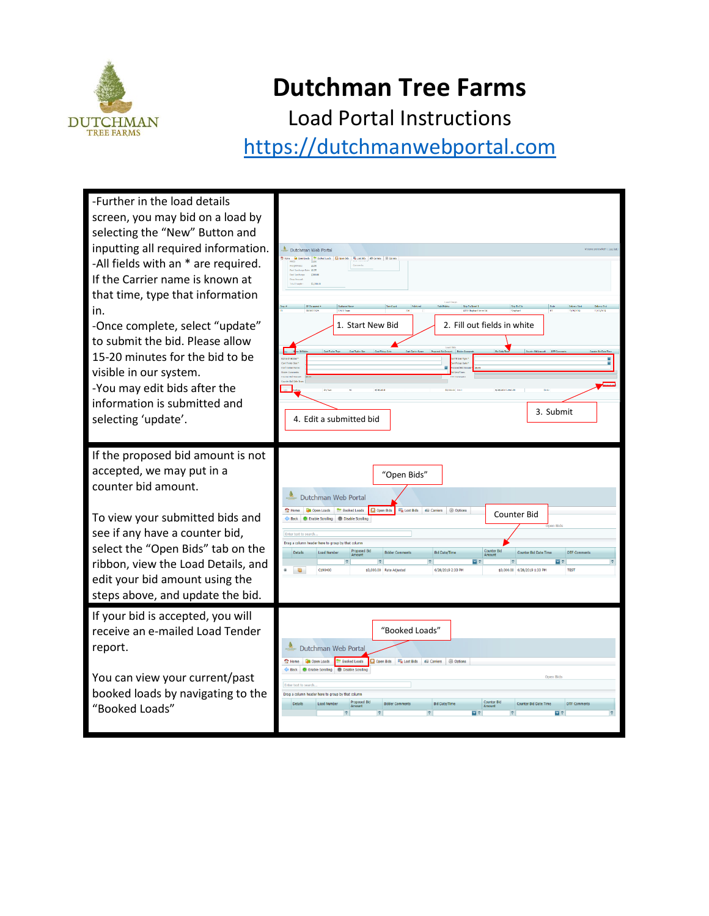# Dutchman Tree Farms

Load Portal Instructions

https://dutchmanwebportal.com

| | |
|---|---|
| -Further in the load details screen, you may bid on a load by selecting the "New" Button and inputting all required information.<br>-All fields with an * are required. If the Carrier name is known at that time, type that information in.<br>-Once complete, select "update" to submit the bid. Please allow 15-20 minutes for the bid to be visible in our system.<br>-You may edit bids after the information is submitted and selecting 'update'. | 1. Start New Bid<br>2. Fill out fields in white<br>3. Submit<br>4. Edit a submitted bid |
| If the proposed bid amount is not accepted, we may put in a counter bid amount.<br><br>To view your submitted bids and see if any have a counter bid, select the "Open Bids" tab on the ribbon, view the Load Details, and edit your bid amount using the steps above, and update the bid. | "Open Bids"<br>Counter Bid |
| If your bid is accepted, you will receive an e-mailed Load Tender report.<br><br>You can view your current/past booked loads by navigating to the "Booked Loads" | "Booked Loads" |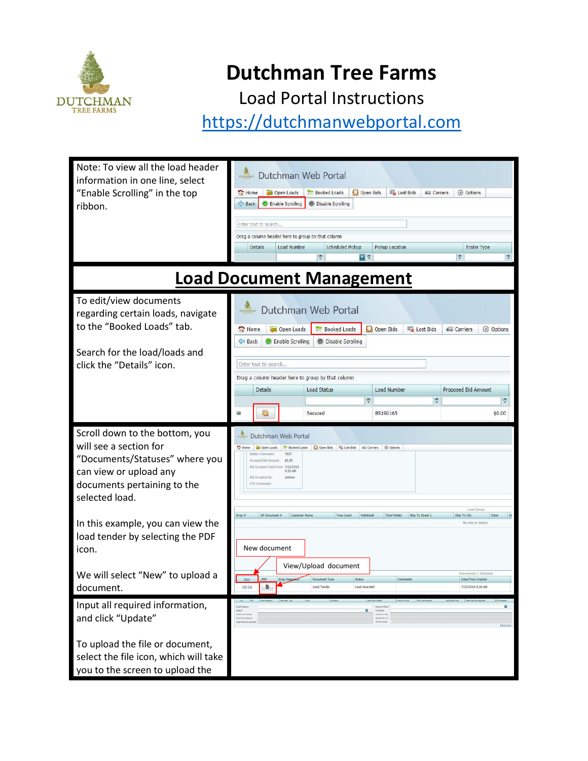# Dutchman Tree Farms

Load Portal Instructions

https://dutchmanwebportal.com

Note: To view all the load header information in one line, select "Enable Scrolling" in the top ribbon.

## Load Document Management

To edit/view documents regarding certain loads, navigate to the "Booked Loads" tab.

Search for the load/loads and click the "Details" icon.

Scroll down to the bottom, you will see a section for "Documents/Statuses" where you can view or upload any documents pertaining to the selected load.

In this example, you can view the load tender by selecting the PDF icon.

We will select "New" to upload a document.

Input all required information, and click "Update"

To upload the file or document, select the file icon, which will take you to the screen to upload the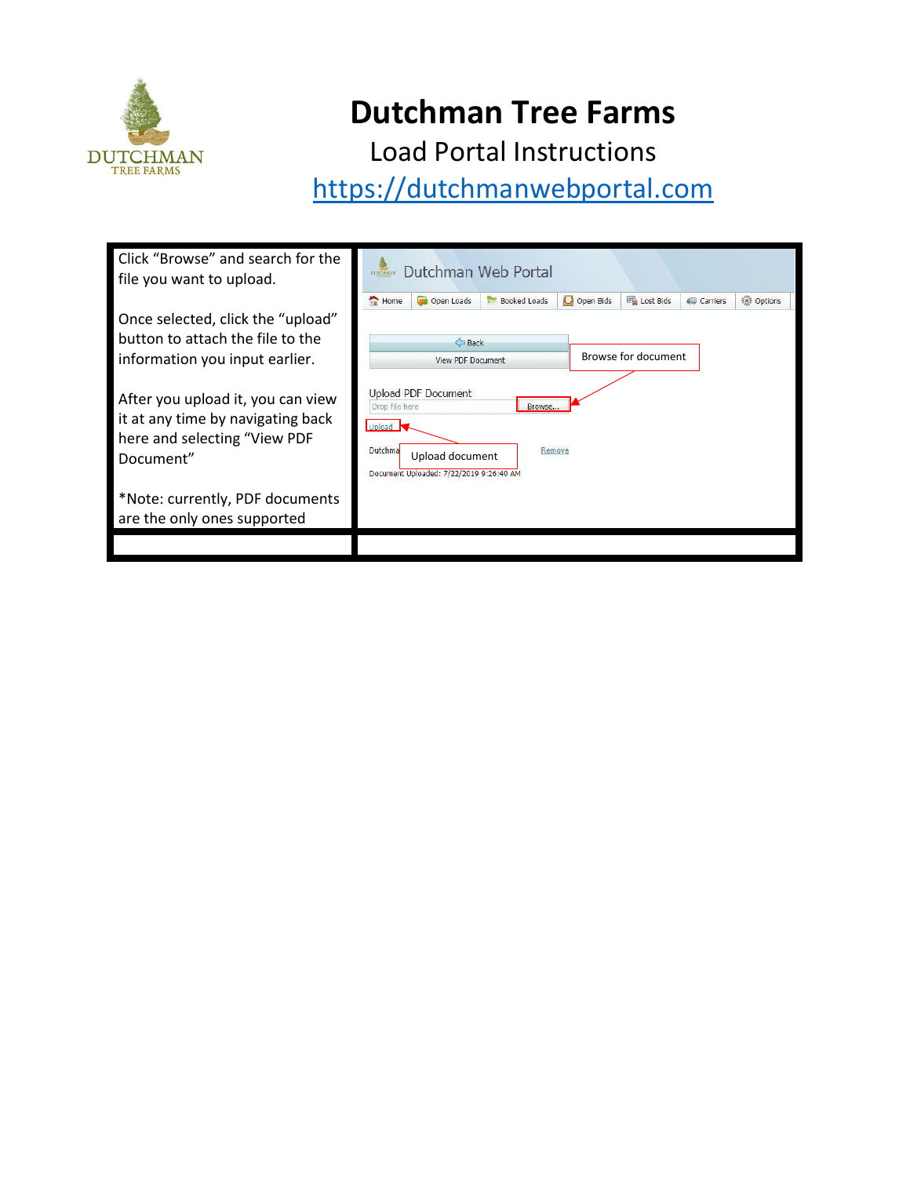# Dutchman Tree Farms

Load Portal Instructions

https://dutchmanwebportal.com

| | |
|---|---|
| Click "Browse" and search for the file you want to upload.<br><br>Once selected, click the "upload" button to attach the file to the information you input earlier.<br><br>After you upload it, you can view it at any time by navigating back here and selecting "View PDF Document"<br><br>*Note: currently, PDF documents are the only ones supported | Dutchman Web Portal<br><br>Home · Open Loads · Booked Loads · Open Bids · Lost Bids · Carriers · Options<br><br>Back<br>View PDF Document<br><br>Browse for document<br><br>Upload PDF Document<br>Drop file here · Browse...<br>Upload<br><br>Dutchma · Upload document · Remove<br><br>Document Uploaded: 7/22/2019 9:26:40 AM |
| | |